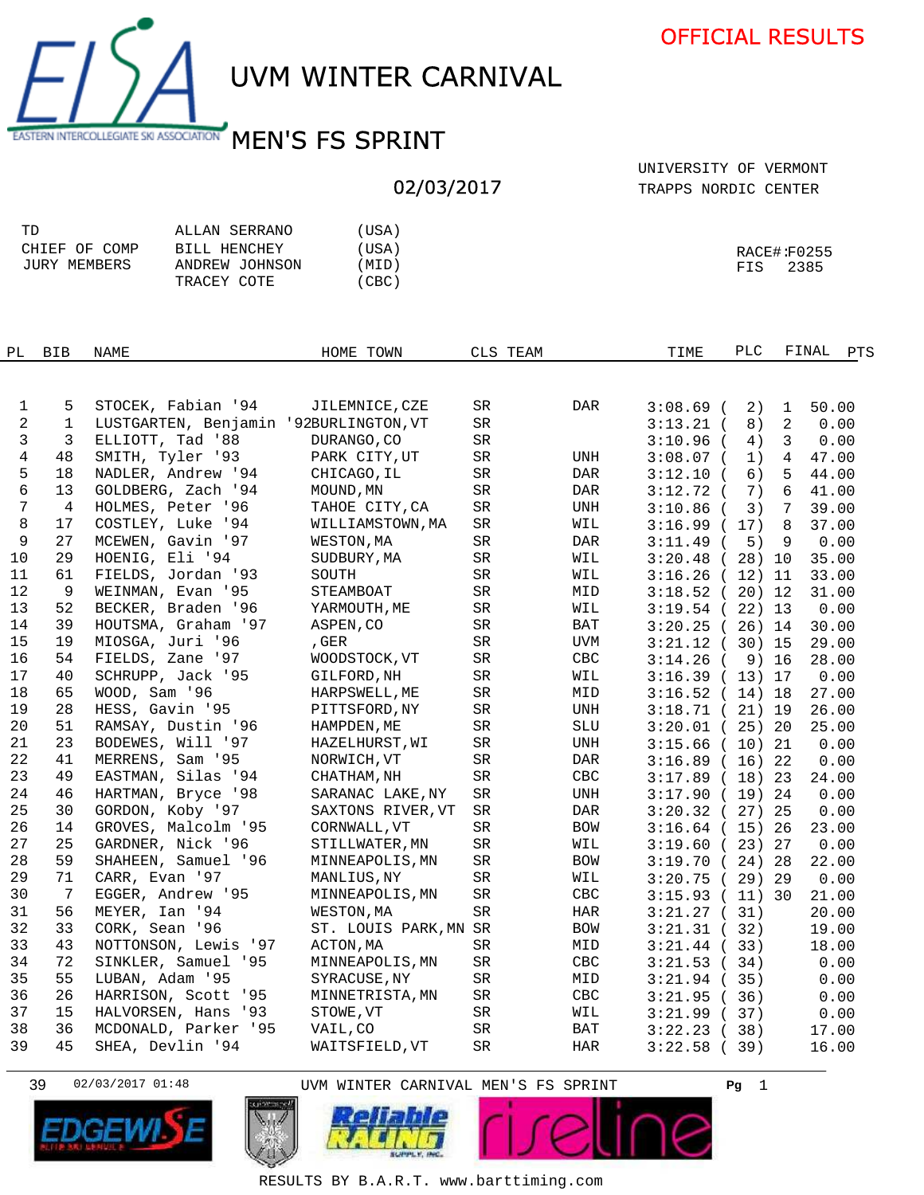OFFICIAL RESULTS

# UVM WINTER CARNIVAL

## MEN'S FS SPRINT

02/03/2017

UNIVERSITY OF VERMONT
TRAPPS NORDIC CENTER

| | | |
|---|---|---|
| TD | ALLAN SERRANO | (USA) |
| CHIEF OF COMP | BILL HENCHEY | (USA) |
| JURY MEMBERS | ANDREW JOHNSON | (MID) |
| | TRACEY COTE | (CBC) |

RACE#:F0255
FIS 2385

| PL | BIB | NAME | HOME TOWN | CLS | TEAM | TIME | PLC | FINAL | PTS |
|---|---|---|---|---|---|---|---|---|---|
| 1 | 5 | STOCEK, Fabian '94 | JILEMNICE,CZE | SR | DAR | 3:08.69 | ( 2) | 1 | 50.00 |
| 2 | 1 | LUSTGARTEN, Benjamin '92 | BURLINGTON,VT | SR | | 3:13.21 | ( 8) | 2 | 0.00 |
| 3 | 3 | ELLIOTT, Tad '88 | DURANGO,CO | SR | | 3:10.96 | ( 4) | 3 | 0.00 |
| 4 | 48 | SMITH, Tyler '93 | PARK CITY,UT | SR | UNH | 3:08.07 | ( 1) | 4 | 47.00 |
| 5 | 18 | NADLER, Andrew '94 | CHICAGO,IL | SR | DAR | 3:12.10 | ( 6) | 5 | 44.00 |
| 6 | 13 | GOLDBERG, Zach '94 | MOUND,MN | SR | DAR | 3:12.72 | ( 7) | 6 | 41.00 |
| 7 | 4 | HOLMES, Peter '96 | TAHOE CITY,CA | SR | UNH | 3:10.86 | ( 3) | 7 | 39.00 |
| 8 | 17 | COSTLEY, Luke '94 | WILLIAMSTOWN,MA | SR | WIL | 3:16.99 | ( 17) | 8 | 37.00 |
| 9 | 27 | MCEWEN, Gavin '97 | WESTON,MA | SR | DAR | 3:11.49 | ( 5) | 9 | 0.00 |
| 10 | 29 | HOENIG, Eli '94 | SUDBURY,MA | SR | WIL | 3:20.48 | ( 28) | 10 | 35.00 |
| 11 | 61 | FIELDS, Jordan '93 | SOUTH | SR | WIL | 3:16.26 | ( 12) | 11 | 33.00 |
| 12 | 9 | WEINMAN, Evan '95 | STEAMBOAT | SR | MID | 3:18.52 | ( 20) | 12 | 31.00 |
| 13 | 52 | BECKER, Braden '96 | YARMOUTH,ME | SR | WIL | 3:19.54 | ( 22) | 13 | 0.00 |
| 14 | 39 | HOUTSMA, Graham '97 | ASPEN,CO | SR | BAT | 3:20.25 | ( 26) | 14 | 30.00 |
| 15 | 19 | MIOSGA, Juri '96 | ,GER | SR | UVM | 3:21.12 | ( 30) | 15 | 29.00 |
| 16 | 54 | FIELDS, Zane '97 | WOODSTOCK,VT | SR | CBC | 3:14.26 | ( 9) | 16 | 28.00 |
| 17 | 40 | SCHRUPP, Jack '95 | GILFORD,NH | SR | WIL | 3:16.39 | ( 13) | 17 | 0.00 |
| 18 | 65 | WOOD, Sam '96 | HARPSWELL,ME | SR | MID | 3:16.52 | ( 14) | 18 | 27.00 |
| 19 | 28 | HESS, Gavin '95 | PITTSFORD,NY | SR | UNH | 3:18.71 | ( 21) | 19 | 26.00 |
| 20 | 51 | RAMSAY, Dustin '96 | HAMPDEN,ME | SR | SLU | 3:20.01 | ( 25) | 20 | 25.00 |
| 21 | 23 | BODEWES, Will '97 | HAZELHURST,WI | SR | UNH | 3:15.66 | ( 10) | 21 | 0.00 |
| 22 | 41 | MERRENS, Sam '95 | NORWICH,VT | SR | DAR | 3:16.89 | ( 16) | 22 | 0.00 |
| 23 | 49 | EASTMAN, Silas '94 | CHATHAM,NH | SR | CBC | 3:17.89 | ( 18) | 23 | 24.00 |
| 24 | 46 | HARTMAN, Bryce '98 | SARANAC LAKE,NY | SR | UNH | 3:17.90 | ( 19) | 24 | 0.00 |
| 25 | 30 | GORDON, Koby '97 | SAXTONS RIVER,VT | SR | DAR | 3:20.32 | ( 27) | 25 | 0.00 |
| 26 | 14 | GROVES, Malcolm '95 | CORNWALL,VT | SR | BOW | 3:16.64 | ( 15) | 26 | 23.00 |
| 27 | 25 | GARDNER, Nick '96 | STILLWATER,MN | SR | WIL | 3:19.60 | ( 23) | 27 | 0.00 |
| 28 | 59 | SHAHEEN, Samuel '96 | MINNEAPOLIS,MN | SR | BOW | 3:19.70 | ( 24) | 28 | 22.00 |
| 29 | 71 | CARR, Evan '97 | MANLIUS,NY | SR | WIL | 3:20.75 | ( 29) | 29 | 0.00 |
| 30 | 7 | EGGER, Andrew '95 | MINNEAPOLIS,MN | SR | CBC | 3:15.93 | ( 11) | 30 | 21.00 |
| 31 | 56 | MEYER, Ian '94 | WESTON,MA | SR | HAR | 3:21.27 | ( 31) | | 20.00 |
| 32 | 33 | CORK, Sean '96 | ST. LOUIS PARK,MN | SR | BOW | 3:21.31 | ( 32) | | 19.00 |
| 33 | 43 | NOTTONSON, Lewis '97 | ACTON,MA | SR | MID | 3:21.44 | ( 33) | | 18.00 |
| 34 | 72 | SINKLER, Samuel '95 | MINNEAPOLIS,MN | SR | CBC | 3:21.53 | ( 34) | | 0.00 |
| 35 | 55 | LUBAN, Adam '95 | SYRACUSE,NY | SR | MID | 3:21.94 | ( 35) | | 0.00 |
| 36 | 26 | HARRISON, Scott '95 | MINNETRISTA,MN | SR | CBC | 3:21.95 | ( 36) | | 0.00 |
| 37 | 15 | HALVORSEN, Hans '93 | STOWE,VT | SR | WIL | 3:21.99 | ( 37) | | 0.00 |
| 38 | 36 | MCDONALD, Parker '95 | VAIL,CO | SR | BAT | 3:22.23 | ( 38) | | 17.00 |
| 39 | 45 | SHEA, Devlin '94 | WAITSFIELD,VT | SR | HAR | 3:22.58 | ( 39) | | 16.00 |

39 02/03/2017 01:48 UVM WINTER CARNIVAL MEN'S FS SPRINT

RESULTS BY B.A.R.T. www.barttiming.com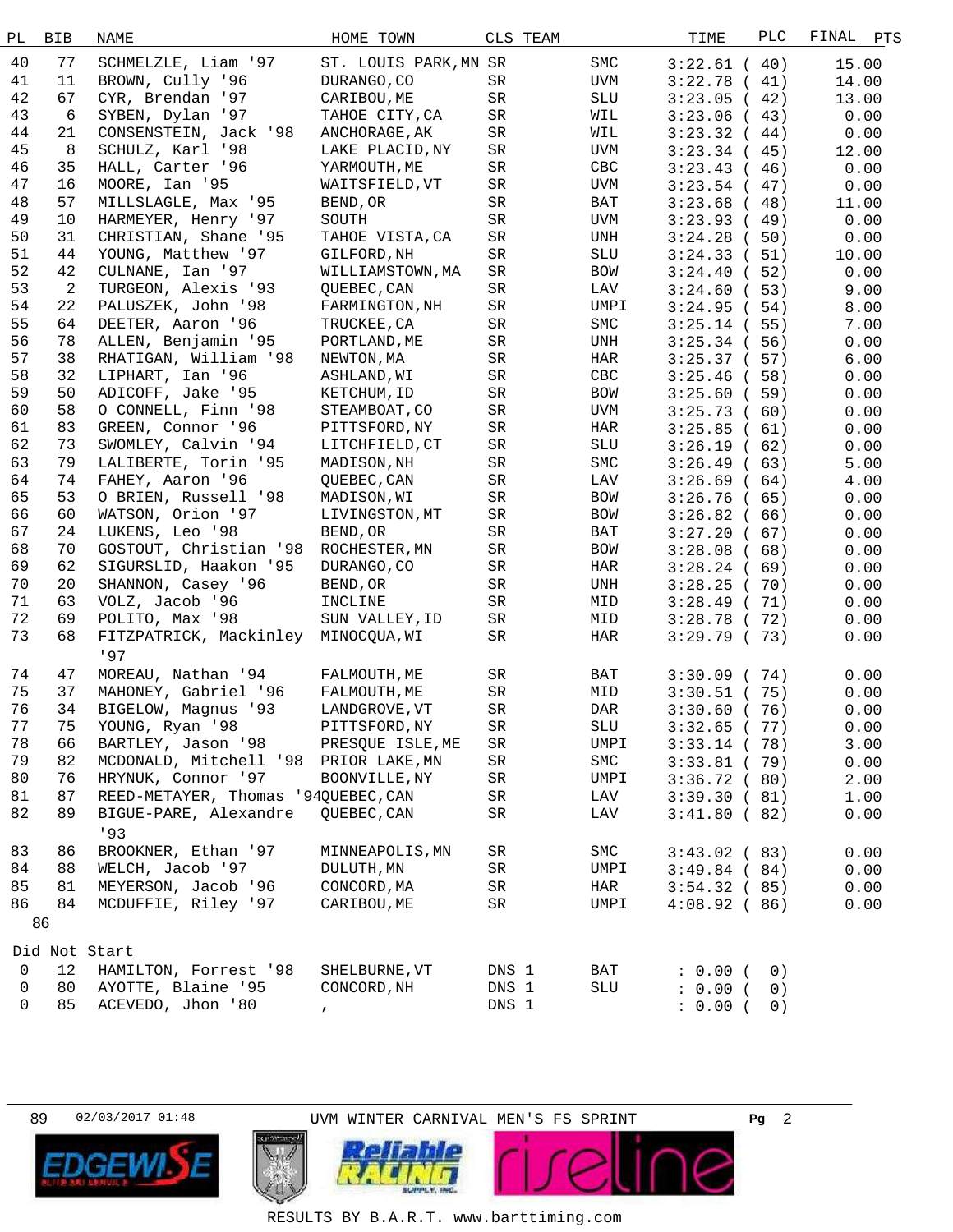| PL | BIB | NAME | HOME TOWN | CLS | TEAM | TIME | PLC | FINAL PTS |
|---|---|---|---|---|---|---|---|---|
| 40 | 77 | SCHMELZLE, Liam '97 | ST. LOUIS PARK,MN | SR | SMC | 3:22.61 | ( 40) | 15.00 |
| 41 | 11 | BROWN, Cully '96 | DURANGO,CO | SR | UVM | 3:22.78 | ( 41) | 14.00 |
| 42 | 67 | CYR, Brendan '97 | CARIBOU,ME | SR | SLU | 3:23.05 | ( 42) | 13.00 |
| 43 | 6 | SYBEN, Dylan '97 | TAHOE CITY,CA | SR | WIL | 3:23.06 | ( 43) | 0.00 |
| 44 | 21 | CONSENSTEIN, Jack '98 | ANCHORAGE,AK | SR | WIL | 3:23.32 | ( 44) | 0.00 |
| 45 | 8 | SCHULZ, Karl '98 | LAKE PLACID,NY | SR | UVM | 3:23.34 | ( 45) | 12.00 |
| 46 | 35 | HALL, Carter '96 | YARMOUTH,ME | SR | CBC | 3:23.43 | ( 46) | 0.00 |
| 47 | 16 | MOORE, Ian '95 | WAITSFIELD,VT | SR | UVM | 3:23.54 | ( 47) | 0.00 |
| 48 | 57 | MILLSLAGLE, Max '95 | BEND,OR | SR | BAT | 3:23.68 | ( 48) | 11.00 |
| 49 | 10 | HARMEYER, Henry '97 | SOUTH | SR | UVM | 3:23.93 | ( 49) | 0.00 |
| 50 | 31 | CHRISTIAN, Shane '95 | TAHOE VISTA,CA | SR | UNH | 3:24.28 | ( 50) | 0.00 |
| 51 | 44 | YOUNG, Matthew '97 | GILFORD,NH | SR | SLU | 3:24.33 | ( 51) | 10.00 |
| 52 | 42 | CULNANE, Ian '97 | WILLIAMSTOWN,MA | SR | BOW | 3:24.40 | ( 52) | 0.00 |
| 53 | 2 | TURGEON, Alexis '93 | QUEBEC,CAN | SR | LAV | 3:24.60 | ( 53) | 9.00 |
| 54 | 22 | PALUSZEK, John '98 | FARMINGTON,NH | SR | UMPI | 3:24.95 | ( 54) | 8.00 |
| 55 | 64 | DEETER, Aaron '96 | TRUCKEE,CA | SR | SMC | 3:25.14 | ( 55) | 7.00 |
| 56 | 78 | ALLEN, Benjamin '95 | PORTLAND,ME | SR | UNH | 3:25.34 | ( 56) | 0.00 |
| 57 | 38 | RHATIGAN, William '98 | NEWTON,MA | SR | HAR | 3:25.37 | ( 57) | 6.00 |
| 58 | 32 | LIPHART, Ian '96 | ASHLAND,WI | SR | CBC | 3:25.46 | ( 58) | 0.00 |
| 59 | 50 | ADICOFF, Jake '95 | KETCHUM,ID | SR | BOW | 3:25.60 | ( 59) | 0.00 |
| 60 | 58 | O CONNELL, Finn '98 | STEAMBOAT,CO | SR | UVM | 3:25.73 | ( 60) | 0.00 |
| 61 | 83 | GREEN, Connor '96 | PITTSFORD,NY | SR | HAR | 3:25.85 | ( 61) | 0.00 |
| 62 | 73 | SWOMLEY, Calvin '94 | LITCHFIELD,CT | SR | SLU | 3:26.19 | ( 62) | 0.00 |
| 63 | 79 | LALIBERTE, Torin '95 | MADISON,NH | SR | SMC | 3:26.49 | ( 63) | 5.00 |
| 64 | 74 | FAHEY, Aaron '96 | QUEBEC,CAN | SR | LAV | 3:26.69 | ( 64) | 4.00 |
| 65 | 53 | O BRIEN, Russell '98 | MADISON,WI | SR | BOW | 3:26.76 | ( 65) | 0.00 |
| 66 | 60 | WATSON, Orion '97 | LIVINGSTON,MT | SR | BOW | 3:26.82 | ( 66) | 0.00 |
| 67 | 24 | LUKENS, Leo '98 | BEND,OR | SR | BAT | 3:27.20 | ( 67) | 0.00 |
| 68 | 70 | GOSTOUT, Christian '98 | ROCHESTER,MN | SR | BOW | 3:28.08 | ( 68) | 0.00 |
| 69 | 62 | SIGURSLID, Haakon '95 | DURANGO,CO | SR | HAR | 3:28.24 | ( 69) | 0.00 |
| 70 | 20 | SHANNON, Casey '96 | BEND,OR | SR | UNH | 3:28.25 | ( 70) | 0.00 |
| 71 | 63 | VOLZ, Jacob '96 | INCLINE | SR | MID | 3:28.49 | ( 71) | 0.00 |
| 72 | 69 | POLITO, Max '98 | SUN VALLEY,ID | SR | MID | 3:28.78 | ( 72) | 0.00 |
| 73 | 68 | FITZPATRICK, Mackinley '97 | MINOCQUA,WI | SR | HAR | 3:29.79 | ( 73) | 0.00 |
| 74 | 47 | MOREAU, Nathan '94 | FALMOUTH,ME | SR | BAT | 3:30.09 | ( 74) | 0.00 |
| 75 | 37 | MAHONEY, Gabriel '96 | FALMOUTH,ME | SR | MID | 3:30.51 | ( 75) | 0.00 |
| 76 | 34 | BIGELOW, Magnus '93 | LANDGROVE,VT | SR | DAR | 3:30.60 | ( 76) | 0.00 |
| 77 | 75 | YOUNG, Ryan '98 | PITTSFORD,NY | SR | SLU | 3:32.65 | ( 77) | 0.00 |
| 78 | 66 | BARTLEY, Jason '98 | PRESQUE ISLE,ME | SR | UMPI | 3:33.14 | ( 78) | 3.00 |
| 79 | 82 | MCDONALD, Mitchell '98 | PRIOR LAKE,MN | SR | SMC | 3:33.81 | ( 79) | 0.00 |
| 80 | 76 | HRYNUK, Connor '97 | BOONVILLE,NY | SR | UMPI | 3:36.72 | ( 80) | 2.00 |
| 81 | 87 | REED-METAYER, Thomas '94 | QUEBEC,CAN | SR | LAV | 3:39.30 | ( 81) | 1.00 |
| 82 | 89 | BIGUE-PARE, Alexandre '93 | QUEBEC,CAN | SR | LAV | 3:41.80 | ( 82) | 0.00 |
| 83 | 86 | BROOKNER, Ethan '97 | MINNEAPOLIS,MN | SR | SMC | 3:43.02 | ( 83) | 0.00 |
| 84 | 88 | WELCH, Jacob '97 | DULUTH,MN | SR | UMPI | 3:49.84 | ( 84) | 0.00 |
| 85 | 81 | MEYERSON, Jacob '96 | CONCORD,MA | SR | HAR | 3:54.32 | ( 85) | 0.00 |
| 86 | 84 | MCDUFFIE, Riley '97 | CARIBOU,ME | SR | UMPI | 4:08.92 | ( 86) | 0.00 |

86

Did Not Start

| PL | BIB | NAME | HOME TOWN | CLS | TEAM | TIME | PLC |
|---|---|---|---|---|---|---|---|
| 0 | 12 | HAMILTON, Forrest '98 | SHELBURNE,VT | DNS 1 | BAT | : 0.00 | ( 0) |
| 0 | 80 | AYOTTE, Blaine '95 | CONCORD,NH | DNS 1 | SLU | : 0.00 | ( 0) |
| 0 | 85 | ACEVEDO, Jhon '80 | , | DNS 1 | | : 0.00 | ( 0) |

89 02/03/2017 01:48 UVM WINTER CARNIVAL MEN'S FS SPRINT

RESULTS BY B.A.R.T. www.barttiming.com